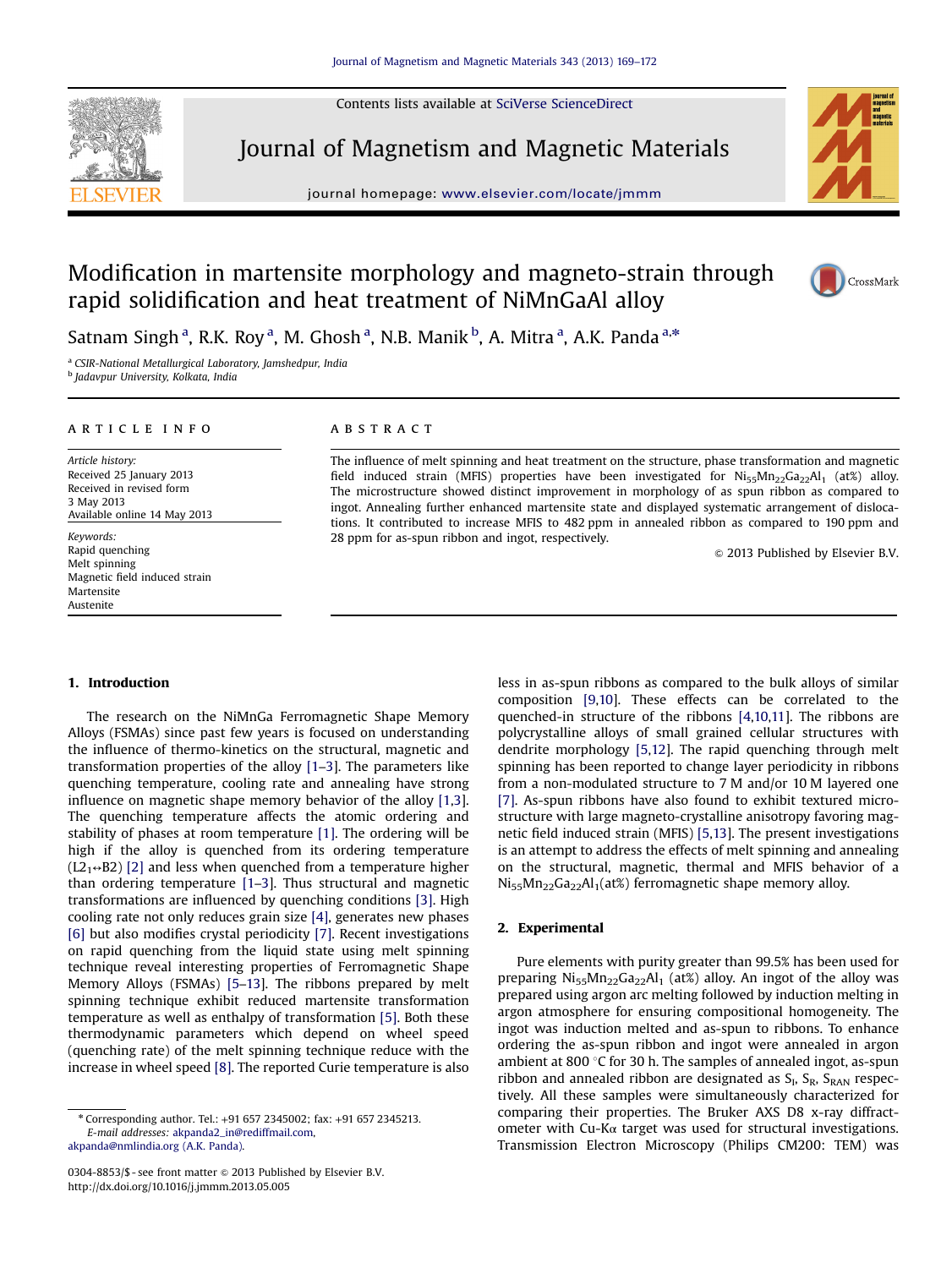# Modification in martensite morphology and magneto-strain through rapid solidification and heat treatment of NiMnGaAl alloy

Satnam Singh [a], R.K. Roy [a], M. Ghosh [a], N.B. Manik [b], A. Mitra [a], A.K. Panda [a,*]

[a] CSIR-National Metallurgical Laboratory, Jamshedpur, India
[b] Jadavpur University, Kolkata, India

## ARTICLE INFO

*Article history:*
Received 25 January 2013
Received in revised form
3 May 2013
Available online 14 May 2013

*Keywords:*
Rapid quenching
Melt spinning
Magnetic field induced strain
Martensite
Austenite

## ABSTRACT

The influence of melt spinning and heat treatment on the structure, phase transformation and magnetic field induced strain (MFIS) properties have been investigated for $Ni_{55}Mn_{22}Ga_{22}Al_1$ (at%) alloy. The microstructure showed distinct improvement in morphology of as spun ribbon as compared to ingot. Annealing further enhanced martensite state and displayed systematic arrangement of dislocations. It contributed to increase MFIS to 482 ppm in annealed ribbon as compared to 190 ppm and 28 ppm for as-spun ribbon and ingot, respectively.

© 2013 Published by Elsevier B.V.

## 1. Introduction

The research on the NiMnGa Ferromagnetic Shape Memory Alloys (FSMAs) since past few years is focused on understanding the influence of thermo-kinetics on the structural, magnetic and transformation properties of the alloy [1–3]. The parameters like quenching temperature, cooling rate and annealing have strong influence on magnetic shape memory behavior of the alloy [1,3]. The quenching temperature affects the atomic ordering and stability of phases at room temperature [1]. The ordering will be high if the alloy is quenched from its ordering temperature ($L2_1 \leftrightarrow B2$) [2] and less when quenched from a temperature higher than ordering temperature [1–3]. Thus structural and magnetic transformations are influenced by quenching conditions [3]. High cooling rate not only reduces grain size [4], generates new phases [6] but also modifies crystal periodicity [7]. Recent investigations on rapid quenching from the liquid state using melt spinning technique reveal interesting properties of Ferromagnetic Shape Memory Alloys (FSMAs) [5–13]. The ribbons prepared by melt spinning technique exhibit reduced martensite transformation temperature as well as enthalpy of transformation [5]. Both these thermodynamic parameters which depend on wheel speed (quenching rate) of the melt spinning technique reduce with the increase in wheel speed [8]. The reported Curie temperature is also less in as-spun ribbons as compared to the bulk alloys of similar composition [9,10]. These effects can be correlated to the quenched-in structure of the ribbons [4,10,11]. The ribbons are polycrystalline alloys of small grained cellular structures with dendrite morphology [5,12]. The rapid quenching through melt spinning has been reported to change layer periodicity in ribbons from a non-modulated structure to 7 M and/or 10 M layered one [7]. As-spun ribbons have also found to exhibit textured microstructure with large magneto-crystalline anisotropy favoring magnetic field induced strain (MFIS) [5,13]. The present investigations is an attempt to address the effects of melt spinning and annealing on the structural, magnetic, thermal and MFIS behavior of a $Ni_{55}Mn_{22}Ga_{22}Al_1$(at%) ferromagnetic shape memory alloy.

## 2. Experimental

Pure elements with purity greater than 99.5% has been used for preparing $Ni_{55}Mn_{22}Ga_{22}Al_1$ (at%) alloy. An ingot of the alloy was prepared using argon arc melting followed by induction melting in argon atmosphere for ensuring compositional homogeneity. The ingot was induction melted and as-spun to ribbons. To enhance ordering the as-spun ribbon and ingot were annealed in argon ambient at 800 °C for 30 h. The samples of annealed ingot, as-spun ribbon and annealed ribbon are designated as $S_I$, $S_R$, $S_{RAN}$ respectively. All these samples were simultaneously characterized for comparing their properties. The Bruker AXS D8 x-ray diffractometer with Cu-Kα target was used for structural investigations. Transmission Electron Microscopy (Philips CM200: TEM) was

* Corresponding author. Tel.: +91 657 2345002; fax: +91 657 2345213.
E-mail addresses: akpanda2_in@rediffmail.com, akpanda@nmlindia.org (A.K. Panda).

0304-8853/$ - see front matter © 2013 Published by Elsevier B.V.
http://dx.doi.org/10.1016/j.jmmm.2013.05.005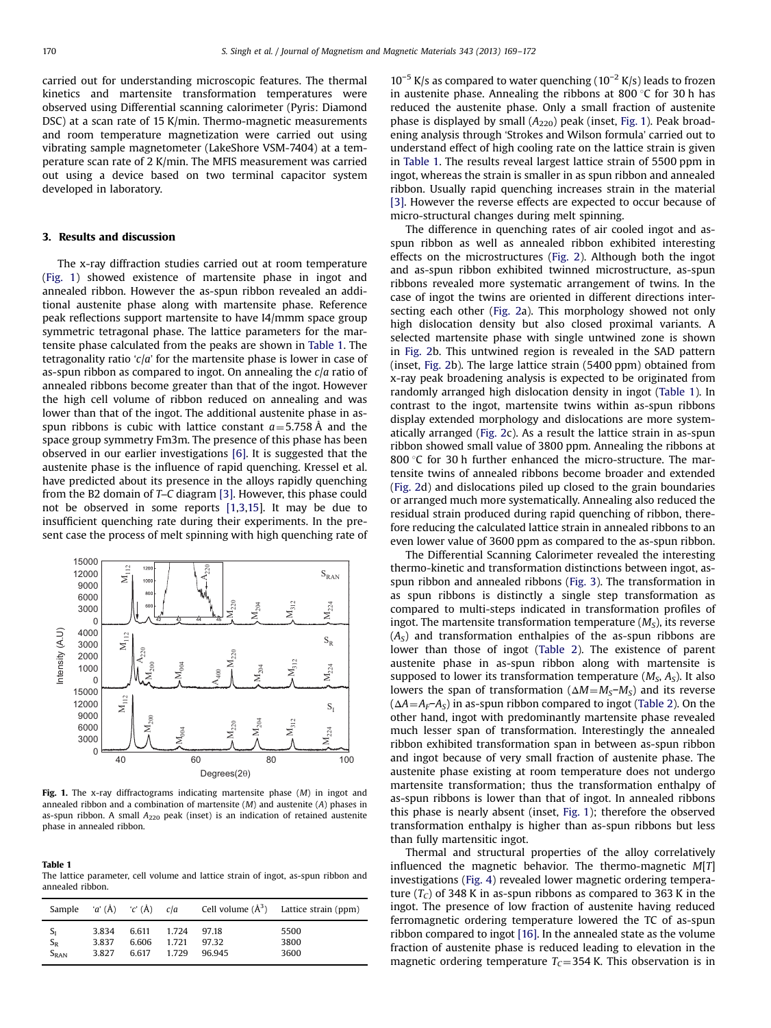carried out for understanding microscopic features. The thermal kinetics and martensite transformation temperatures were observed using Differential scanning calorimeter (Pyris: Diamond DSC) at a scan rate of 15 K/min. Thermo-magnetic measurements and room temperature magnetization were carried out using vibrating sample magnetometer (LakeShore VSM-7404) at a temperature scan rate of 2 K/min. The MFIS measurement was carried out using a device based on two terminal capacitor system developed in laboratory.

## 3. Results and discussion

The x-ray diffraction studies carried out at room temperature (Fig. 1) showed existence of martensite phase in ingot and annealed ribbon. However the as-spun ribbon revealed an additional austenite phase along with martensite phase. Reference peak reflections support martensite to have I4/mmm space group symmetric tetragonal phase. The lattice parameters for the martensite phase calculated from the peaks are shown in Table 1. The tetragonality ratio '$c/a$' for the martensite phase is lower in case of as-spun ribbon as compared to ingot. On annealing the $c/a$ ratio of annealed ribbons become greater than that of the ingot. However the high cell volume of ribbon reduced on annealing and was lower than that of the ingot. The additional austenite phase in as-spun ribbons is cubic with lattice constant $a=5.758$ Å and the space group symmetry Fm3m. The presence of this phase has been observed in our earlier investigations [6]. It is suggested that the austenite phase is the influence of rapid quenching. Kressel et al. have predicted about its presence in the alloys rapidly quenching from the B2 domain of $T$–$C$ diagram [3]. However, this phase could not be observed in some reports [1,3,15]. It may be due to insufficient quenching rate during their experiments. In the present case the process of melt spinning with high quenching rate of

Fig. 1. The x-ray diffractograms indicating martensite phase ($M$) in ingot and annealed ribbon and a combination of martensite ($M$) and austenite ($A$) phases in as-spun ribbon. A small $A_{220}$ peak (inset) is an indication of retained austenite phase in annealed ribbon.

**Table 1**
The lattice parameter, cell volume and lattice strain of ingot, as-spun ribbon and annealed ribbon.

| Sample | '$a$' (Å) | '$c$' (Å) | $c/a$ | Cell volume (Å$^3$) | Lattice strain (ppm) |
|---|---|---|---|---|---|
| $S_I$ | 3.834 | 6.611 | 1.724 | 97.18 | 5500 |
| $S_R$ | 3.837 | 6.606 | 1.721 | 97.32 | 3800 |
| $S_{RAN}$ | 3.827 | 6.617 | 1.729 | 96.945 | 3600 |

$10^{-5}$ K/s as compared to water quenching ($10^{-2}$ K/s) leads to frozen in austenite phase. Annealing the ribbons at 800 °C for 30 h has reduced the austenite phase. Only a small fraction of austenite phase is displayed by small ($A_{220}$) peak (inset, Fig. 1). Peak broadening analysis through 'Strokes and Wilson formula' carried out to understand effect of high cooling rate on the lattice strain is given in Table 1. The results reveal largest lattice strain of 5500 ppm in ingot, whereas the strain is smaller in as spun ribbon and annealed ribbon. Usually rapid quenching increases strain in the material [3]. However the reverse effects are expected to occur because of micro-structural changes during melt spinning.

The difference in quenching rates of air cooled ingot and as-spun ribbon as well as annealed ribbon exhibited interesting effects on the microstructures (Fig. 2). Although both the ingot and as-spun ribbon exhibited twinned microstructure, as-spun ribbons revealed more systematic arrangement of twins. In the case of ingot the twins are oriented in different directions intersecting each other (Fig. 2a). This morphology showed not only high dislocation density but also closed proximal variants. A selected martensite phase with single untwined zone is shown in Fig. 2b. This untwined region is revealed in the SAD pattern (inset, Fig. 2b). The large lattice strain (5400 ppm) obtained from x-ray peak broadening analysis is expected to be originated from randomly arranged high dislocation density in ingot (Table 1). In contrast to the ingot, martensite twins within as-spun ribbons display extended morphology and dislocations are more systematically arranged (Fig. 2c). As a result the lattice strain in as-spun ribbon showed small value of 3800 ppm. Annealing the ribbons at 800 °C for 30 h further enhanced the micro-structure. The martensite twins of annealed ribbons become broader and extended (Fig. 2d) and dislocations piled up closed to the grain boundaries or arranged much more systematically. Annealing also reduced the residual strain produced during rapid quenching of ribbon, therefore reducing the calculated lattice strain in annealed ribbons to an even lower value of 3600 ppm as compared to the as-spun ribbon.

The Differential Scanning Calorimeter revealed the interesting thermo-kinetic and transformation distinctions between ingot, as-spun ribbon and annealed ribbons (Fig. 3). The transformation in as spun ribbons is distinctly a single step transformation as compared to multi-steps indicated in transformation profiles of ingot. The martensite transformation temperature ($M_S$), its reverse ($A_S$) and transformation enthalpies of the as-spun ribbons are lower than those of ingot (Table 2). The existence of parent austenite phase in as-spun ribbon along with martensite is supposed to lower its transformation temperature ($M_S$, $A_S$). It also lowers the span of transformation ($\Delta M = M_S - M_S$) and its reverse ($\Delta A = A_f - A_S$) in as-spun ribbon compared to ingot (Table 2). On the other hand, ingot with predominantly martensite phase revealed much lesser span of transformation. Interestingly the annealed ribbon exhibited transformation span in between as-spun ribbon and ingot because of very small fraction of austenite phase. The austenite phase existing at room temperature does not undergo martensite transformation; thus the transformation enthalpy of as-spun ribbons is lower than that of ingot. In annealed ribbons this phase is nearly absent (inset, Fig. 1); therefore the observed transformation enthalpy is higher than as-spun ribbons but less than fully martensitic ingot.

Thermal and structural properties of the alloy correlatively influenced the magnetic behavior. The thermo-magnetic $M[T]$ investigations (Fig. 4) revealed lower magnetic ordering temperature ($T_C$) of 348 K in as-spun ribbons as compared to 363 K in the ingot. The presence of low fraction of austenite having reduced ferromagnetic ordering temperature lowered the TC of as-spun ribbon compared to ingot [16]. In the annealed state as the volume fraction of austenite phase is reduced leading to elevation in the magnetic ordering temperature $T_C = 354$ K. This observation is in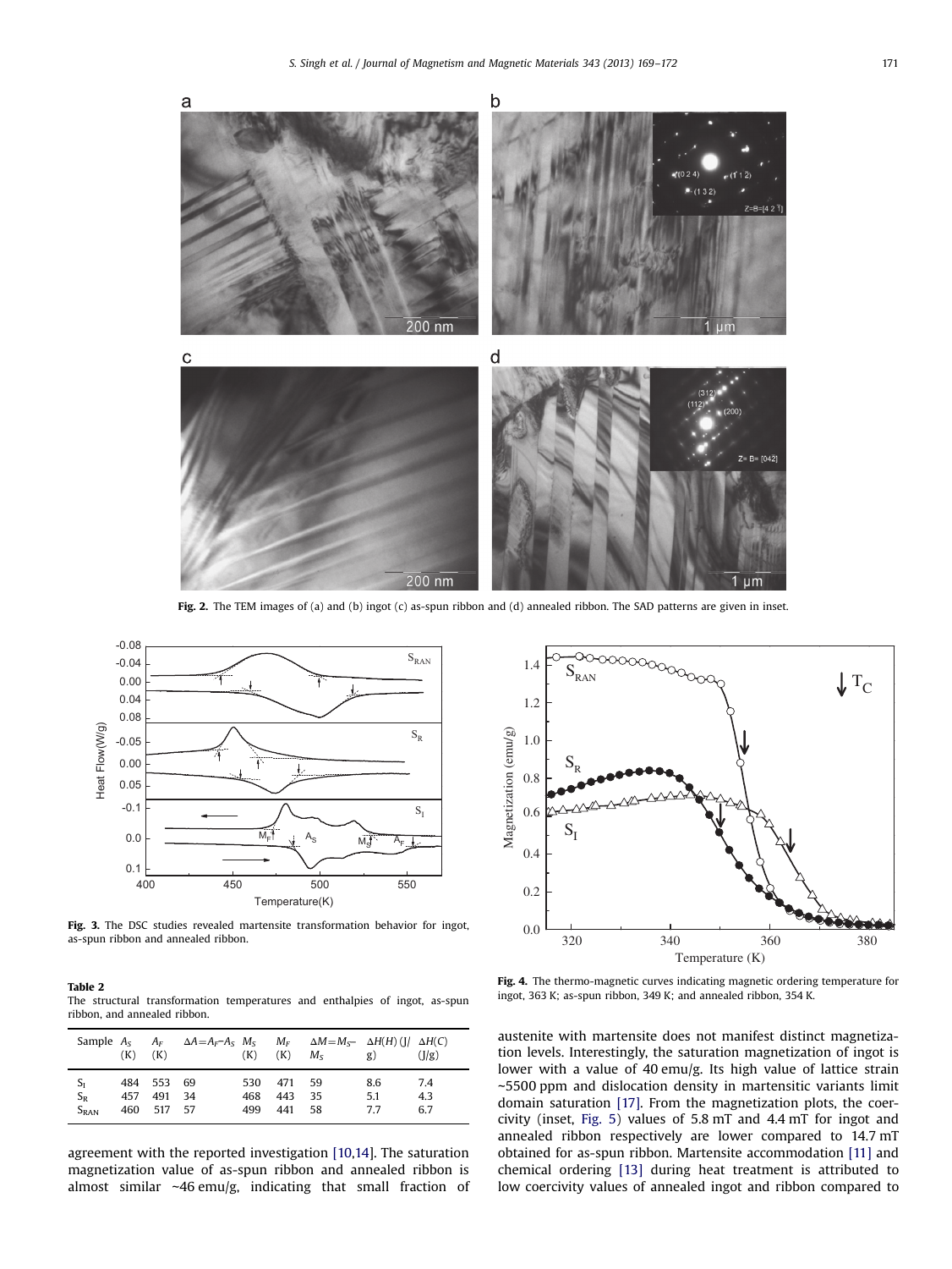Fig. 2. The TEM images of (a) and (b) ingot (c) as-spun ribbon and (d) annealed ribbon. The SAD patterns are given in inset.

Fig. 3. The DSC studies revealed martensite transformation behavior for ingot, as-spun ribbon and annealed ribbon.

Fig. 4. The thermo-magnetic curves indicating magnetic ordering temperature for ingot, 363 K; as-spun ribbon, 349 K; and annealed ribbon, 354 K.

**Table 2**
The structural transformation temperatures and enthalpies of ingot, as-spun ribbon, and annealed ribbon.

| Sample | $A_S$ (K) | $A_F$ (K) | $\Delta A = A_F - A_S$ | $M_S$ (K) | $M_F$ (K) | $\Delta M = M_S - M_S$ | $\Delta H(H)$ (J/g) | $\Delta H(C)$ (J/g) |
|---|---|---|---|---|---|---|---|---|
| $S_I$ | 484 | 553 | 69 | 530 | 471 | 59 | 8.6 | 7.4 |
| $S_R$ | 457 | 491 | 34 | 468 | 443 | 35 | 5.1 | 4.3 |
| $S_{RAN}$ | 460 | 517 | 57 | 499 | 441 | 58 | 7.7 | 6.7 |

agreement with the reported investigation [10,14]. The saturation magnetization value of as-spun ribbon and annealed ribbon is almost similar ~46 emu/g, indicating that small fraction of austenite with martensite does not manifest distinct magnetization levels. Interestingly, the saturation magnetization of ingot is lower with a value of 40 emu/g. Its high value of lattice strain ~5500 ppm and dislocation density in martensitic variants limit domain saturation [17]. From the magnetization plots, the coercivity (inset, Fig. 5) values of 5.8 mT and 4.4 mT for ingot and annealed ribbon respectively are lower compared to 14.7 mT obtained for as-spun ribbon. Martensite accommodation [11] and chemical ordering [13] during heat treatment is attributed to low coercivity values of annealed ingot and ribbon compared to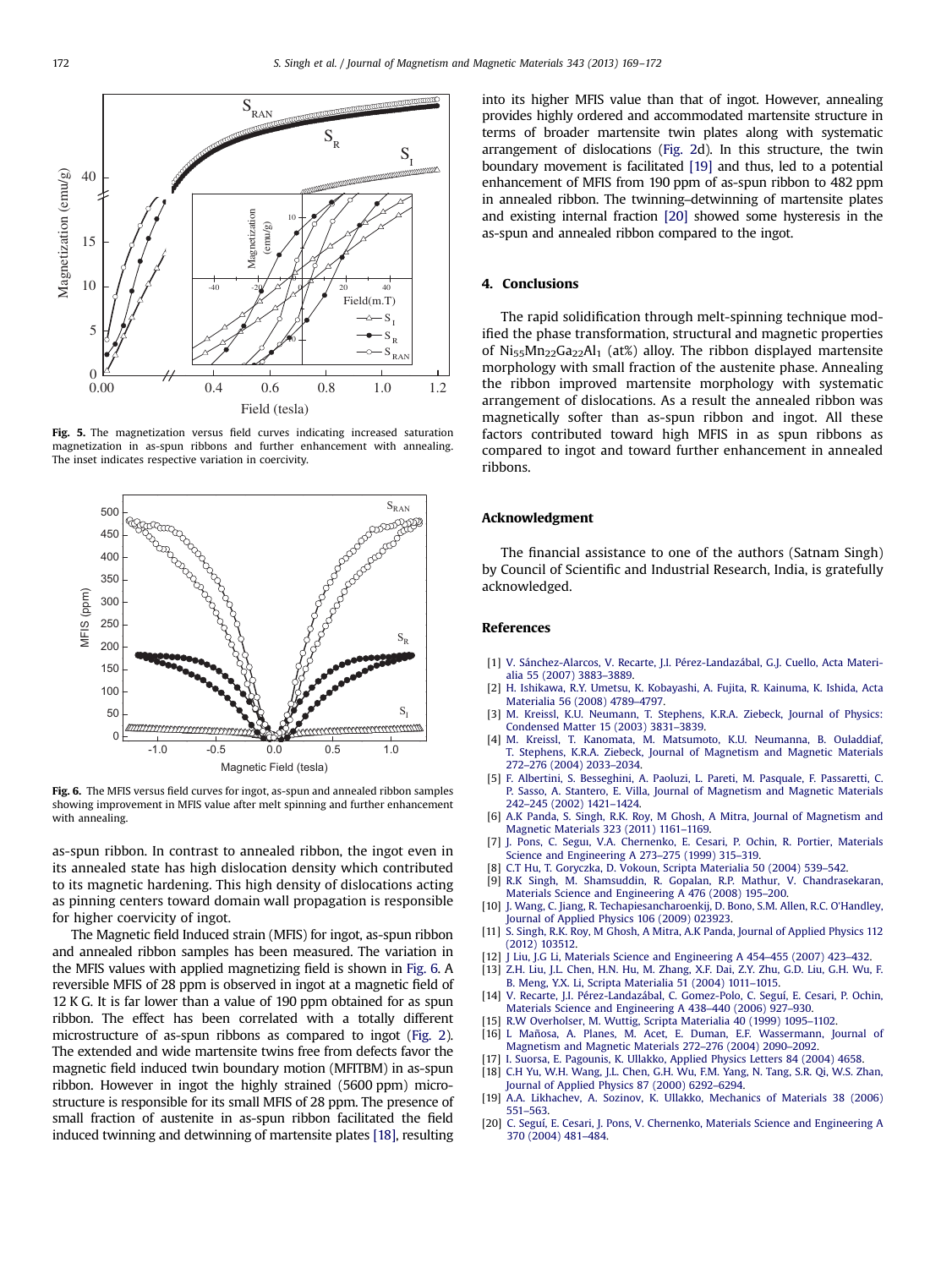Magnetization (emu/g)

40

15

10

5

0

0.00

0.4

0.6

0.8

1.0

1.2

Field (tesla)

$S_{RAN}$

$S_R$

$S_I$

Magnetization (emu/g)

10

-40

-20

20

40

Field(m.T)

$S_I$

$S_R$

$S_{RAN}$

**Fig. 5.** The magnetization versus field curves indicating increased saturation magnetization in as-spun ribbons and further enhancement with annealing. The inset indicates respective variation in coercivity.

MFIS (ppm)

500

450

400

350

300

250

200

150

100

50

0

-1.0

-0.5

0.0

0.5

1.0

Magnetic Field (tesla)

$S_{RAN}$

$S_R$

$S_I$

**Fig. 6.** The MFIS versus field curves for ingot, as-spun and annealed ribbon samples showing improvement in MFIS value after melt spinning and further enhancement with annealing.

as-spun ribbon. In contrast to annealed ribbon, the ingot even in its annealed state has high dislocation density which contributed to its magnetic hardening. This high density of dislocations acting as pinning centers toward domain wall propagation is responsible for higher coercivity of ingot.

The Magnetic field Induced strain (MFIS) for ingot, as-spun ribbon and annealed ribbon samples has been measured. The variation in the MFIS values with applied magnetizing field is shown in Fig. 6. A reversible MFIS of 28 ppm is observed in ingot at a magnetic field of 12 K G. It is far lower than a value of 190 ppm obtained for as spun ribbon. The effect has been correlated with a totally different microstructure of as-spun ribbons as compared to ingot (Fig. 2). The extended and wide martensite twins free from defects favor the magnetic field induced twin boundary motion (MFITBM) in as-spun ribbon. However in ingot the highly strained (5600 ppm) microstructure is responsible for its small MFIS of 28 ppm. The presence of small fraction of austenite in as-spun ribbon facilitated the field induced twinning and detwinning of martensite plates [18], resulting into its higher MFIS value than that of ingot. However, annealing provides highly ordered and accommodated martensite structure in terms of broader martensite twin plates along with systematic arrangement of dislocations (Fig. 2d). In this structure, the twin boundary movement is facilitated [19] and thus, led to a potential enhancement of MFIS from 190 ppm of as-spun ribbon to 482 ppm in annealed ribbon. The twinning–detwinning of martensite plates and existing internal fraction [20] showed some hysteresis in the as-spun and annealed ribbon compared to the ingot.

## 4. Conclusions

The rapid solidification through melt-spinning technique modified the phase transformation, structural and magnetic properties of $Ni_{55}Mn_{22}Ga_{22}Al_1$ (at%) alloy. The ribbon displayed martensite morphology with small fraction of the austenite phase. Annealing the ribbon improved martensite morphology with systematic arrangement of dislocations. As a result the annealed ribbon was magnetically softer than as-spun ribbon and ingot. All these factors contributed toward high MFIS in as spun ribbons as compared to ingot and toward further enhancement in annealed ribbons.

## Acknowledgment

The financial assistance to one of the authors (Satnam Singh) by Council of Scientific and Industrial Research, India, is gratefully acknowledged.

## References

[1] V. Sánchez-Alarcos, V. Recarte, J.I. Pérez-Landazábal, G.J. Cuello, Acta Materialia 55 (2007) 3883–3889.
[2] H. Ishikawa, R.Y. Umetsu, K. Kobayashi, A. Fujita, R. Kainuma, K. Ishida, Acta Materialia 56 (2008) 4789–4797.
[3] M. Kreissl, K.U. Neumann, T. Stephens, K.R.A. Ziebeck, Journal of Physics: Condensed Matter 15 (2003) 3831–3839.
[4] M. Kreissl, T. Kanomata, M. Matsumoto, K.U. Neumanna, B. Ouladdiaf, T. Stephens, K.R.A. Ziebeck, Journal of Magnetism and Magnetic Materials 272–276 (2004) 2033–2034.
[5] F. Albertini, S. Besseghini, A. Paoluzi, L. Pareti, M. Pasquale, F. Passaretti, C. P. Sasso, A. Stantero, E. Villa, Journal of Magnetism and Magnetic Materials 242–245 (2002) 1421–1424.
[6] A.K Panda, S. Singh, R.K. Roy, M Ghosh, A Mitra, Journal of Magnetism and Magnetic Materials 323 (2011) 1161–1169.
[7] J. Pons, C. Segui, V.A. Chernenko, E. Cesari, P. Ochin, R. Portier, Materials Science and Engineering A 273–275 (1999) 315–319.
[8] C.T Hu, T. Goryczka, D. Vokoun, Scripta Materialia 50 (2004) 539–542.
[9] R.K Singh, M. Shamsuddin, R. Gopalan, R.P. Mathur, V. Chandrasekaran, Materials Science and Engineering A 476 (2008) 195–200.
[10] J. Wang, C. Jiang, R. Techapiesancharoenkij, D. Bono, S.M. Allen, R.C. O'Handley, Journal of Applied Physics 106 (2009) 023923.
[11] S. Singh, R.K. Roy, M Ghosh, A Mitra, A.K Panda, Journal of Applied Physics 112 (2012) 103512.
[12] J Liu, J.G Li, Materials Science and Engineering A 454–455 (2007) 423–432.
[13] Z.H. Liu, J.L. Chen, H.N. Hu, M. Zhang, X.F. Dai, Z.Y. Zhu, G.D. Liu, G.H. Wu, F. B. Meng, Y.X. Li, Scripta Materialia 51 (2004) 1011–1015.
[14] V. Recarte, J.I. Pérez-Landazábal, C. Gomez-Polo, C. Seguí, E. Cesari, P. Ochin, Materials Science and Engineering A 438–440 (2006) 927–930.
[15] R.W Overholser, M. Wuttig, Scripta Materialia 40 (1999) 1095–1102.
[16] L Mañosa, A. Planes, M. Acet, E. Duman, E.F. Wassermann, Journal of Magnetism and Magnetic Materials 272–276 (2004) 2090–2092.
[17] I. Suorsa, E. Pagounis, K. Ullakko, Applied Physics Letters 84 (2004) 4658.
[18] C.H Yu, W.H. Wang, J.L. Chen, G.H. Wu, F.M. Yang, N. Tang, S.R. Qi, W.S. Zhan, Journal of Applied Physics 87 (2000) 6292–6294.
[19] A.A. Likhachev, A. Sozinov, K. Ullakko, Mechanics of Materials 38 (2006) 551–563.
[20] C. Seguí, E. Cesari, J. Pons, V. Chernenko, Materials Science and Engineering A 370 (2004) 481–484.